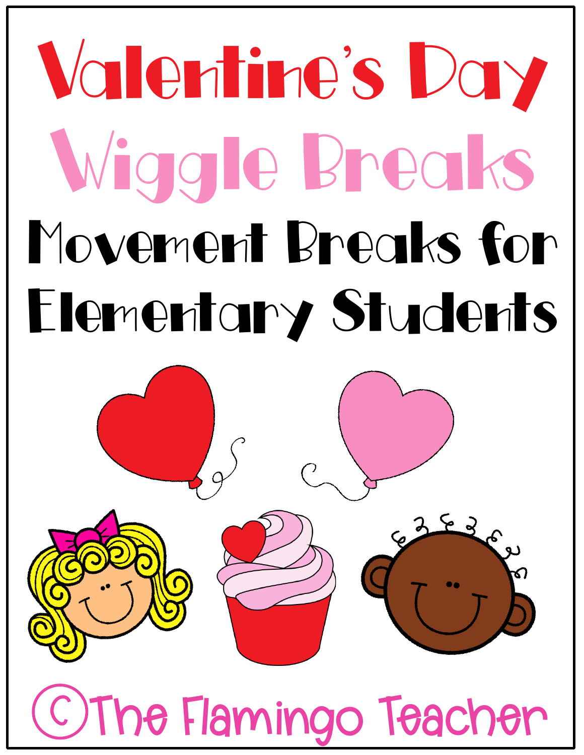# Valentine's Day

# Wiggle Breaks

## Movement Breaks for Elementary Students

©The Flamingo Teacher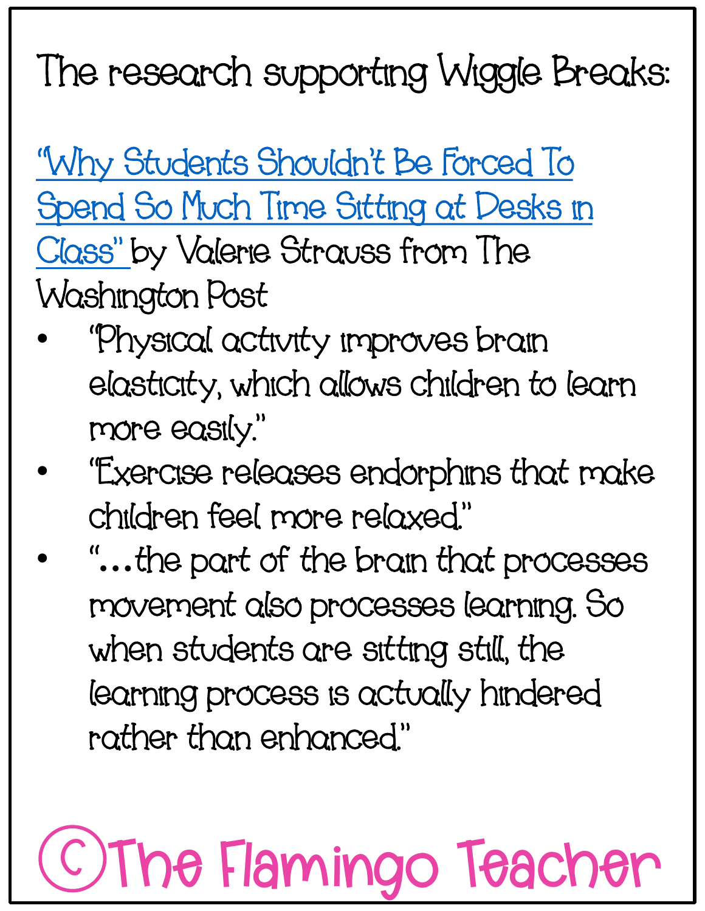The research supporting Wiggle Breaks:

"Why Students Shouldn't Be Forced To Spend So Much Time Sitting at Desks in Class" by Valerie Strauss from The Washington Post

- "Physical activity improves brain elasticity, which allows children to learn more easily."
- "Exercise releases endorphins that make children feel more relaxed."
- "…the part of the brain that processes movement also processes learning. So when students are sitting still, the learning process is actually hindered rather than enhanced."

©The Flamingo Teacher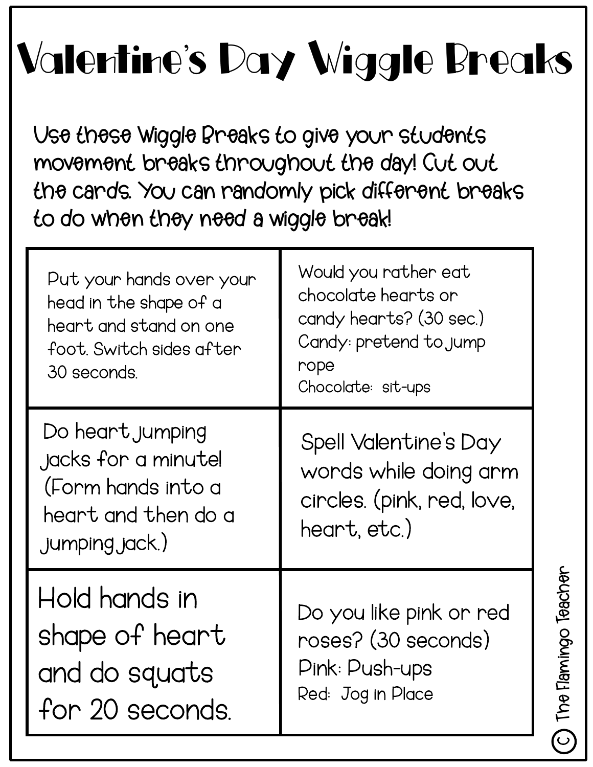# Valentine's Day Wiggle Breaks

Use these Wiggle Breaks to give your students movement breaks throughout the day! Cut out the cards. You can randomly pick different breaks to do when they need a wiggle break!

| | |
|---|---|
| Put your hands over your head in the shape of a heart and stand on one foot. Switch sides after 30 seconds. | Would you rather eat chocolate hearts or candy hearts? (30 sec.)<br>Candy: pretend to jump rope<br>Chocolate: sit-ups |
| Do heart jumping jacks for a minute! (Form hands into a heart and then do a jumping jack.) | Spell Valentine's Day words while doing arm circles. (pink, red, love, heart, etc.) |
| Hold hands in shape of heart and do squats for 20 seconds. | Do you like pink or red roses? (30 seconds)<br>Pink: Push-ups<br>Red: Jog in Place |

© The Flamingo Teacher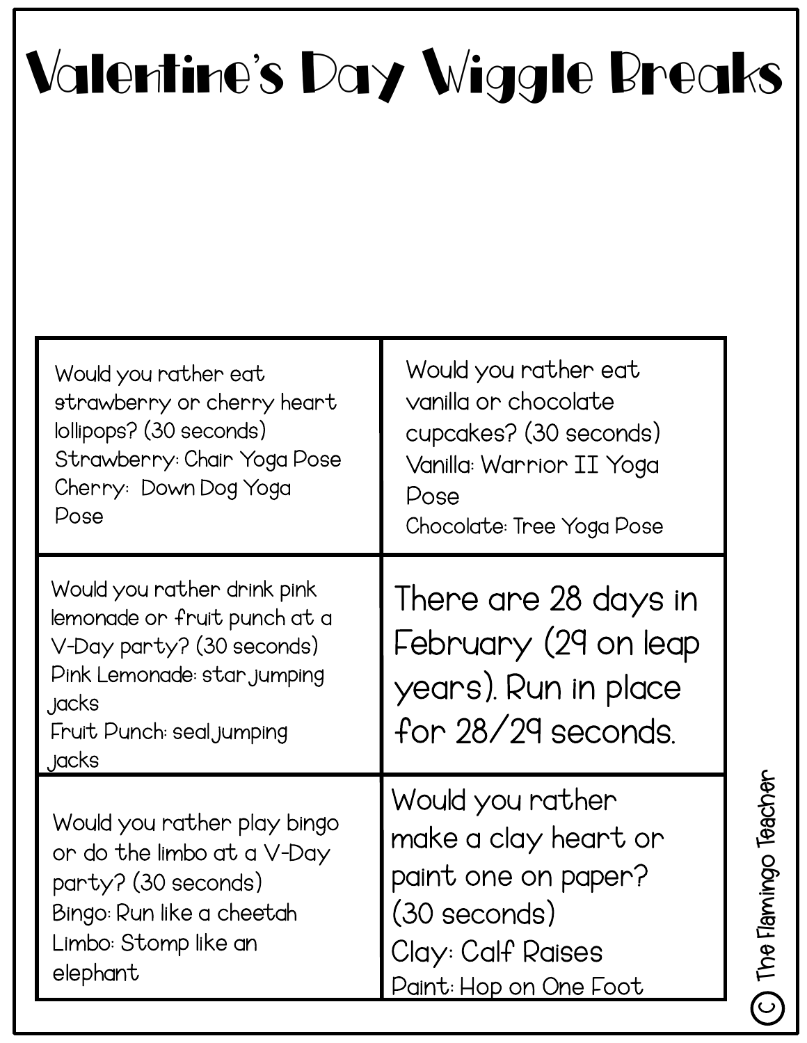# Valentine's Day Wiggle Breaks

| | |
|---|---|
| Would you rather eat strawberry or cherry heart lollipops? (30 seconds)<br>Strawberry: Chair Yoga Pose<br>Cherry: Down Dog Yoga Pose | Would you rather eat vanilla or chocolate cupcakes? (30 seconds)<br>Vanilla: Warrior II Yoga Pose<br>Chocolate: Tree Yoga Pose |
| Would you rather drink pink lemonade or fruit punch at a V-Day party? (30 seconds)<br>Pink Lemonade: star jumping jacks<br>Fruit Punch: seal jumping jacks | There are 28 days in February (29 on leap years). Run in place for 28/29 seconds. |
| Would you rather play bingo or do the limbo at a V-Day party? (30 seconds)<br>Bingo: Run like a cheetah<br>Limbo: Stomp like an elephant | Would you rather make a clay heart or paint one on paper? (30 seconds)<br>Clay: Calf Raises<br>Paint: Hop on One Foot |

© The Flamingo Teacher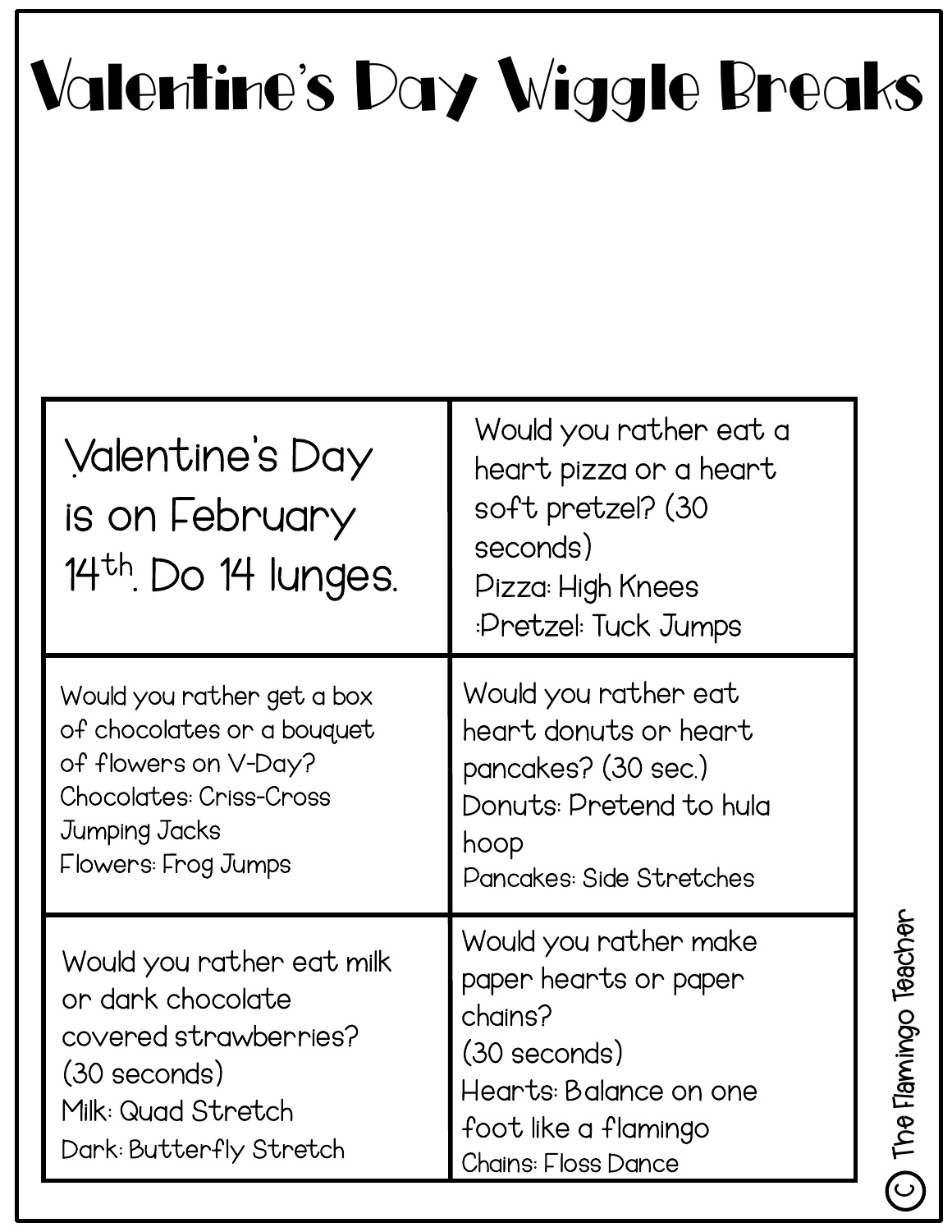# Valentine's Day Wiggle Breaks

| | |
|---|---|
| Valentine's Day is on February 14th. Do 14 lunges. | Would you rather eat a heart pizza or a heart soft pretzel? (30 seconds)<br>Pizza: High Knees<br>Pretzel: Tuck Jumps |
| Would you rather get a box of chocolates or a bouquet of flowers on V-Day?<br>Chocolates: Criss-Cross Jumping Jacks<br>Flowers: Frog Jumps | Would you rather eat heart donuts or heart pancakes? (30 sec.)<br>Donuts: Pretend to hula hoop<br>Pancakes: Side Stretches |
| Would you rather eat milk or dark chocolate covered strawberries? (30 seconds)<br>Milk: Quad Stretch<br>Dark: Butterfly Stretch | Would you rather make paper hearts or paper chains? (30 seconds)<br>Hearts: Balance on one foot like a flamingo<br>Chains: Floss Dance |

© The Flamingo Teacher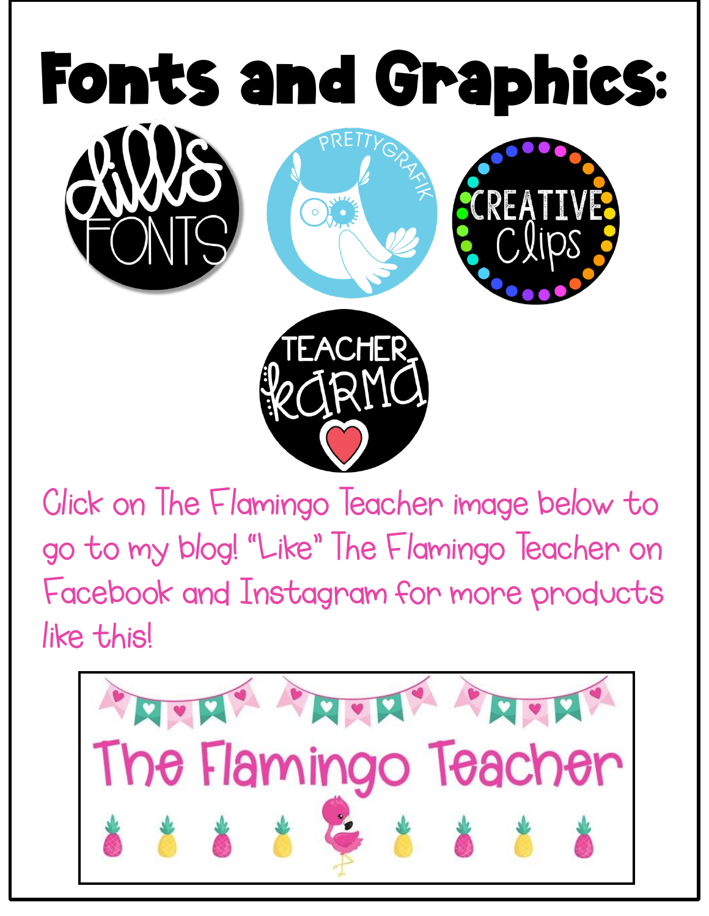# Fonts and Graphics:

Click on The Flamingo Teacher image below to go to my blog! "Like" The Flamingo Teacher on Facebook and Instagram for more products like this!